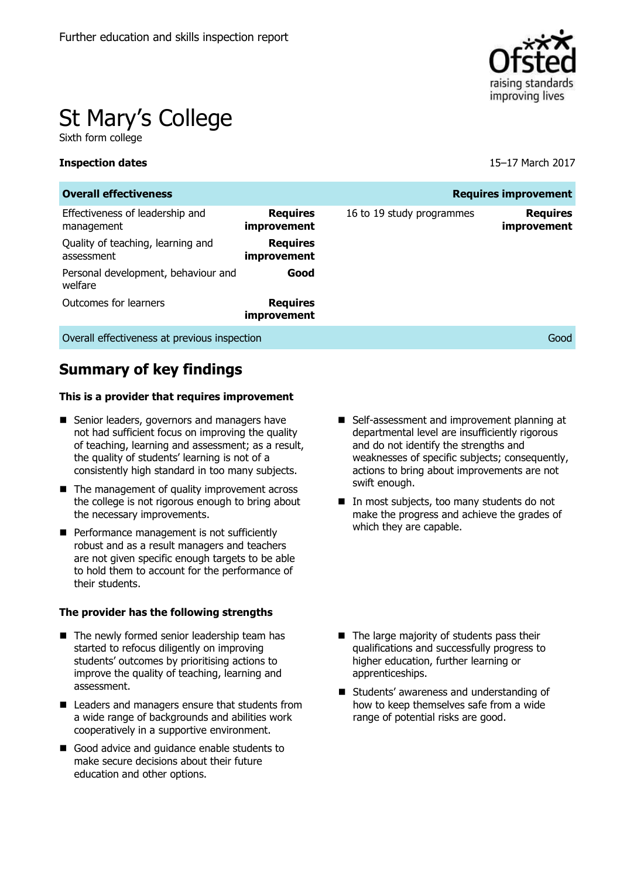Further education and skills inspection report

# St Mary's College

Sixth form college

**Inspection dates** 15–17 March 2017

| **Overall effectiveness** | | | **Requires improvement** |
|---|---|---|---|
| Effectiveness of leadership and management | **Requires improvement** | 16 to 19 study programmes | **Requires improvement** |
| Quality of teaching, learning and assessment | **Requires improvement** | | |
| Personal development, behaviour and welfare | **Good** | | |
| Outcomes for learners | **Requires improvement** | | |
| Overall effectiveness at previous inspection | | | Good |

## Summary of key findings

### This is a provider that requires improvement

- Senior leaders, governors and managers have not had sufficient focus on improving the quality of teaching, learning and assessment; as a result, the quality of students' learning is not of a consistently high standard in too many subjects.
- The management of quality improvement across the college is not rigorous enough to bring about the necessary improvements.
- Performance management is not sufficiently robust and as a result managers and teachers are not given specific enough targets to be able to hold them to account for the performance of their students.
- Self-assessment and improvement planning at departmental level are insufficiently rigorous and do not identify the strengths and weaknesses of specific subjects; consequently, actions to bring about improvements are not swift enough.
- In most subjects, too many students do not make the progress and achieve the grades of which they are capable.

### The provider has the following strengths

- The newly formed senior leadership team has started to refocus diligently on improving students' outcomes by prioritising actions to improve the quality of teaching, learning and assessment.
- Leaders and managers ensure that students from a wide range of backgrounds and abilities work cooperatively in a supportive environment.
- Good advice and guidance enable students to make secure decisions about their future education and other options.
- The large majority of students pass their qualifications and successfully progress to higher education, further learning or apprenticeships.
- Students' awareness and understanding of how to keep themselves safe from a wide range of potential risks are good.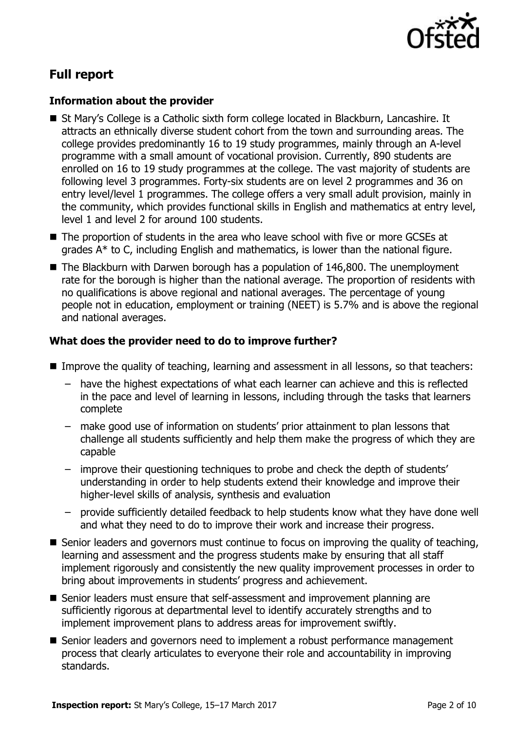## Full report

### Information about the provider

- St Mary's College is a Catholic sixth form college located in Blackburn, Lancashire. It attracts an ethnically diverse student cohort from the town and surrounding areas. The college provides predominantly 16 to 19 study programmes, mainly through an A-level programme with a small amount of vocational provision. Currently, 890 students are enrolled on 16 to 19 study programmes at the college. The vast majority of students are following level 3 programmes. Forty-six students are on level 2 programmes and 36 on entry level/level 1 programmes. The college offers a very small adult provision, mainly in the community, which provides functional skills in English and mathematics at entry level, level 1 and level 2 for around 100 students.
- The proportion of students in the area who leave school with five or more GCSEs at grades A* to C, including English and mathematics, is lower than the national figure.
- The Blackburn with Darwen borough has a population of 146,800. The unemployment rate for the borough is higher than the national average. The proportion of residents with no qualifications is above regional and national averages. The percentage of young people not in education, employment or training (NEET) is 5.7% and is above the regional and national averages.

### What does the provider need to do to improve further?

- Improve the quality of teaching, learning and assessment in all lessons, so that teachers:
  - have the highest expectations of what each learner can achieve and this is reflected in the pace and level of learning in lessons, including through the tasks that learners complete
  - make good use of information on students' prior attainment to plan lessons that challenge all students sufficiently and help them make the progress of which they are capable
  - improve their questioning techniques to probe and check the depth of students' understanding in order to help students extend their knowledge and improve their higher-level skills of analysis, synthesis and evaluation
  - provide sufficiently detailed feedback to help students know what they have done well and what they need to do to improve their work and increase their progress.
- Senior leaders and governors must continue to focus on improving the quality of teaching, learning and assessment and the progress students make by ensuring that all staff implement rigorously and consistently the new quality improvement processes in order to bring about improvements in students' progress and achievement.
- Senior leaders must ensure that self-assessment and improvement planning are sufficiently rigorous at departmental level to identify accurately strengths and to implement improvement plans to address areas for improvement swiftly.
- Senior leaders and governors need to implement a robust performance management process that clearly articulates to everyone their role and accountability in improving standards.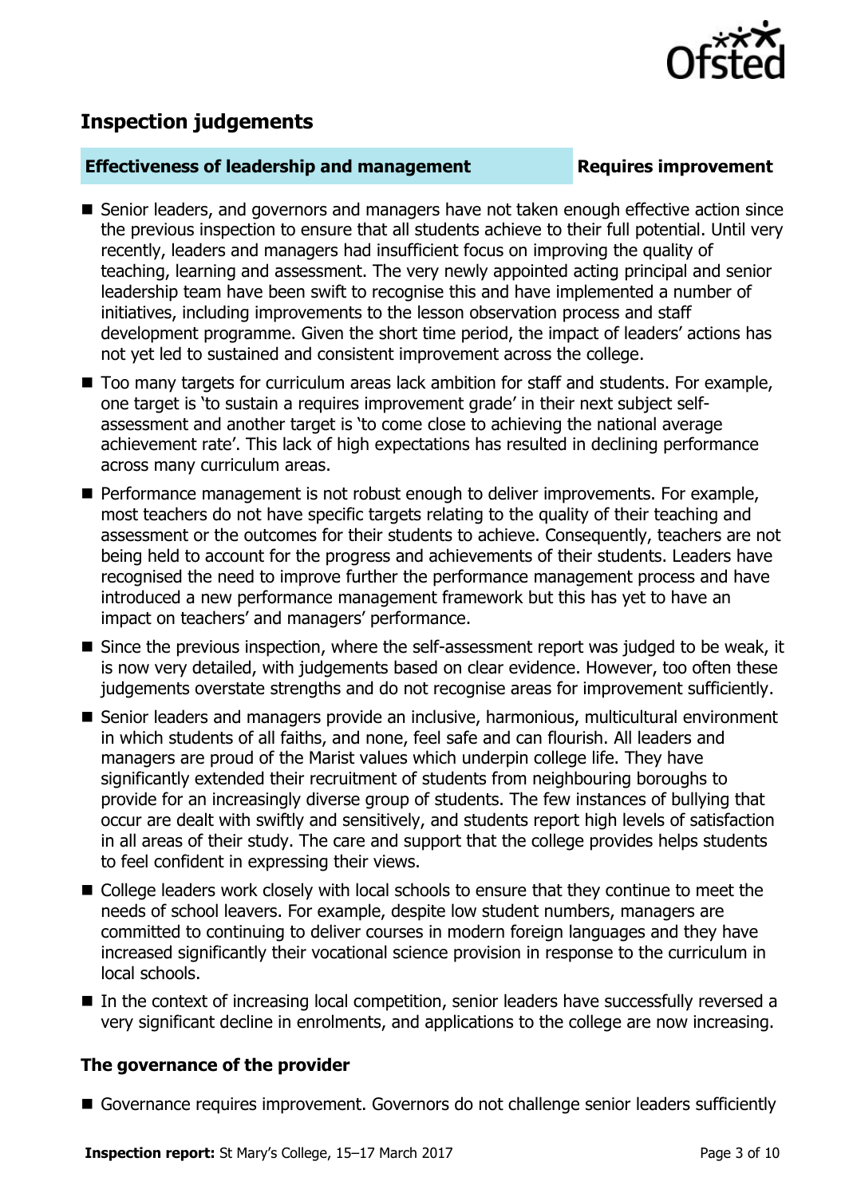## Inspection judgements

**Effectiveness of leadership and management** — **Requires improvement**

- Senior leaders, and governors and managers have not taken enough effective action since the previous inspection to ensure that all students achieve to their full potential. Until very recently, leaders and managers had insufficient focus on improving the quality of teaching, learning and assessment. The very newly appointed acting principal and senior leadership team have been swift to recognise this and have implemented a number of initiatives, including improvements to the lesson observation process and staff development programme. Given the short time period, the impact of leaders' actions has not yet led to sustained and consistent improvement across the college.
- Too many targets for curriculum areas lack ambition for staff and students. For example, one target is 'to sustain a requires improvement grade' in their next subject self-assessment and another target is 'to come close to achieving the national average achievement rate'. This lack of high expectations has resulted in declining performance across many curriculum areas.
- Performance management is not robust enough to deliver improvements. For example, most teachers do not have specific targets relating to the quality of their teaching and assessment or the outcomes for their students to achieve. Consequently, teachers are not being held to account for the progress and achievements of their students. Leaders have recognised the need to improve further the performance management process and have introduced a new performance management framework but this has yet to have an impact on teachers' and managers' performance.
- Since the previous inspection, where the self-assessment report was judged to be weak, it is now very detailed, with judgements based on clear evidence. However, too often these judgements overstate strengths and do not recognise areas for improvement sufficiently.
- Senior leaders and managers provide an inclusive, harmonious, multicultural environment in which students of all faiths, and none, feel safe and can flourish. All leaders and managers are proud of the Marist values which underpin college life. They have significantly extended their recruitment of students from neighbouring boroughs to provide for an increasingly diverse group of students. The few instances of bullying that occur are dealt with swiftly and sensitively, and students report high levels of satisfaction in all areas of their study. The care and support that the college provides helps students to feel confident in expressing their views.
- College leaders work closely with local schools to ensure that they continue to meet the needs of school leavers. For example, despite low student numbers, managers are committed to continuing to deliver courses in modern foreign languages and they have increased significantly their vocational science provision in response to the curriculum in local schools.
- In the context of increasing local competition, senior leaders have successfully reversed a very significant decline in enrolments, and applications to the college are now increasing.

### The governance of the provider

- Governance requires improvement. Governors do not challenge senior leaders sufficiently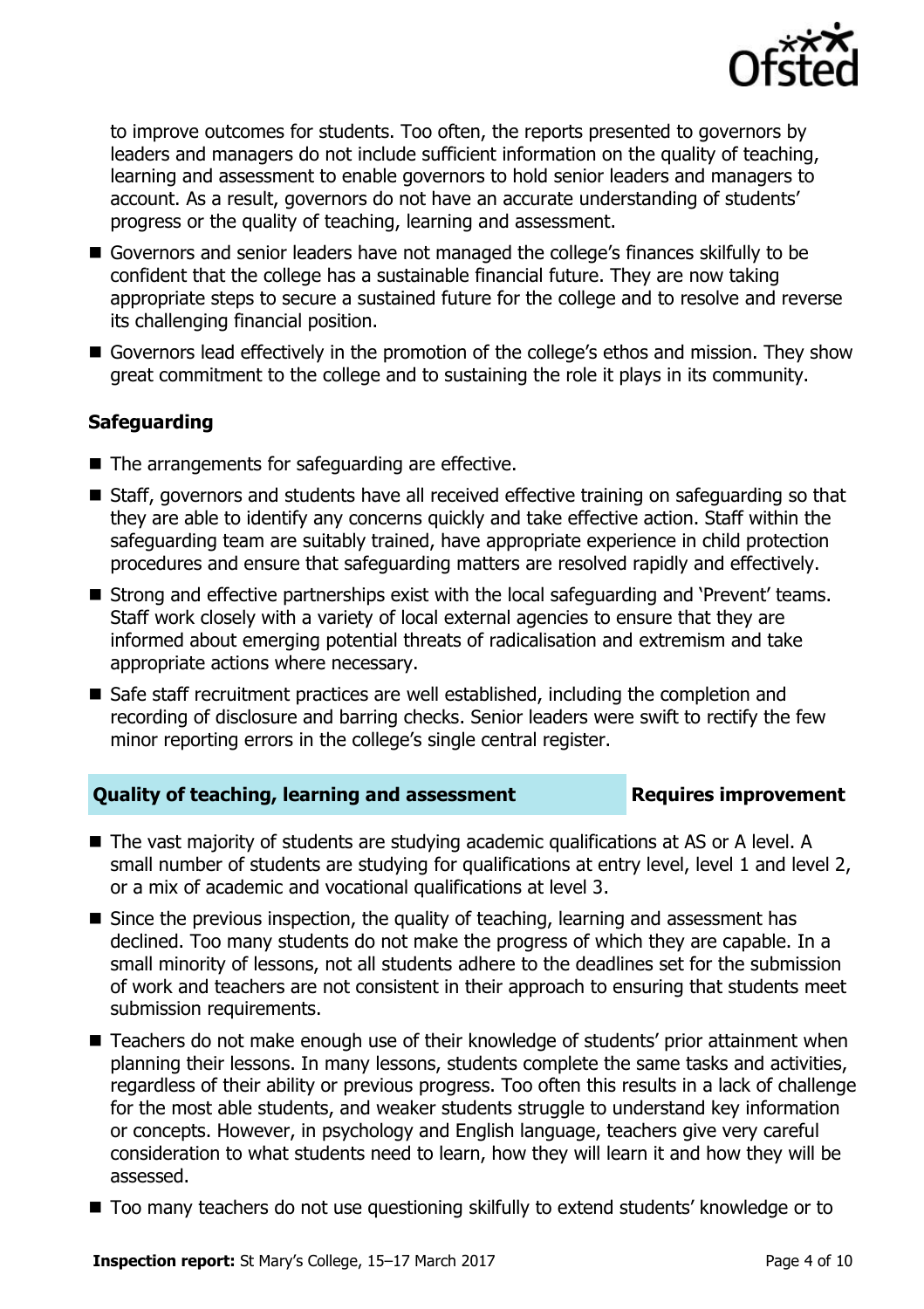to improve outcomes for students. Too often, the reports presented to governors by leaders and managers do not include sufficient information on the quality of teaching, learning and assessment to enable governors to hold senior leaders and managers to account. As a result, governors do not have an accurate understanding of students' progress or the quality of teaching, learning and assessment.

- Governors and senior leaders have not managed the college's finances skilfully to be confident that the college has a sustainable financial future. They are now taking appropriate steps to secure a sustained future for the college and to resolve and reverse its challenging financial position.
- Governors lead effectively in the promotion of the college's ethos and mission. They show great commitment to the college and to sustaining the role it plays in its community.

### Safeguarding

- The arrangements for safeguarding are effective.
- Staff, governors and students have all received effective training on safeguarding so that they are able to identify any concerns quickly and take effective action. Staff within the safeguarding team are suitably trained, have appropriate experience in child protection procedures and ensure that safeguarding matters are resolved rapidly and effectively.
- Strong and effective partnerships exist with the local safeguarding and 'Prevent' teams. Staff work closely with a variety of local external agencies to ensure that they are informed about emerging potential threats of radicalisation and extremism and take appropriate actions where necessary.
- Safe staff recruitment practices are well established, including the completion and recording of disclosure and barring checks. Senior leaders were swift to rectify the few minor reporting errors in the college's single central register.

## Quality of teaching, learning and assessment — Requires improvement

- The vast majority of students are studying academic qualifications at AS or A level. A small number of students are studying for qualifications at entry level, level 1 and level 2, or a mix of academic and vocational qualifications at level 3.
- Since the previous inspection, the quality of teaching, learning and assessment has declined. Too many students do not make the progress of which they are capable. In a small minority of lessons, not all students adhere to the deadlines set for the submission of work and teachers are not consistent in their approach to ensuring that students meet submission requirements.
- Teachers do not make enough use of their knowledge of students' prior attainment when planning their lessons. In many lessons, students complete the same tasks and activities, regardless of their ability or previous progress. Too often this results in a lack of challenge for the most able students, and weaker students struggle to understand key information or concepts. However, in psychology and English language, teachers give very careful consideration to what students need to learn, how they will learn it and how they will be assessed.
- Too many teachers do not use questioning skilfully to extend students' knowledge or to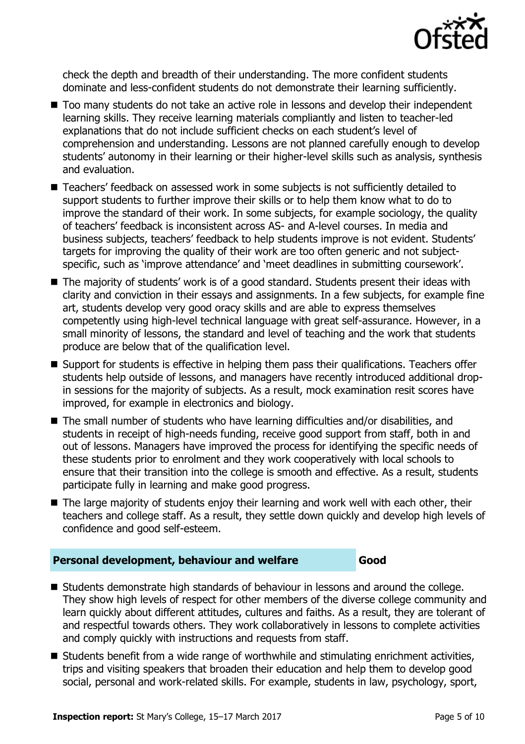check the depth and breadth of their understanding. The more confident students dominate and less-confident students do not demonstrate their learning sufficiently.

- Too many students do not take an active role in lessons and develop their independent learning skills. They receive learning materials compliantly and listen to teacher-led explanations that do not include sufficient checks on each student's level of comprehension and understanding. Lessons are not planned carefully enough to develop students' autonomy in their learning or their higher-level skills such as analysis, synthesis and evaluation.
- Teachers' feedback on assessed work in some subjects is not sufficiently detailed to support students to further improve their skills or to help them know what to do to improve the standard of their work. In some subjects, for example sociology, the quality of teachers' feedback is inconsistent across AS- and A-level courses. In media and business subjects, teachers' feedback to help students improve is not evident. Students' targets for improving the quality of their work are too often generic and not subject-specific, such as 'improve attendance' and 'meet deadlines in submitting coursework'.
- The majority of students' work is of a good standard. Students present their ideas with clarity and conviction in their essays and assignments. In a few subjects, for example fine art, students develop very good oracy skills and are able to express themselves competently using high-level technical language with great self-assurance. However, in a small minority of lessons, the standard and level of teaching and the work that students produce are below that of the qualification level.
- Support for students is effective in helping them pass their qualifications. Teachers offer students help outside of lessons, and managers have recently introduced additional drop-in sessions for the majority of subjects. As a result, mock examination resit scores have improved, for example in electronics and biology.
- The small number of students who have learning difficulties and/or disabilities, and students in receipt of high-needs funding, receive good support from staff, both in and out of lessons. Managers have improved the process for identifying the specific needs of these students prior to enrolment and they work cooperatively with local schools to ensure that their transition into the college is smooth and effective. As a result, students participate fully in learning and make good progress.
- The large majority of students enjoy their learning and work well with each other, their teachers and college staff. As a result, they settle down quickly and develop high levels of confidence and good self-esteem.

## Personal development, behaviour and welfare — Good

- Students demonstrate high standards of behaviour in lessons and around the college. They show high levels of respect for other members of the diverse college community and learn quickly about different attitudes, cultures and faiths. As a result, they are tolerant of and respectful towards others. They work collaboratively in lessons to complete activities and comply quickly with instructions and requests from staff.
- Students benefit from a wide range of worthwhile and stimulating enrichment activities, trips and visiting speakers that broaden their education and help them to develop good social, personal and work-related skills. For example, students in law, psychology, sport,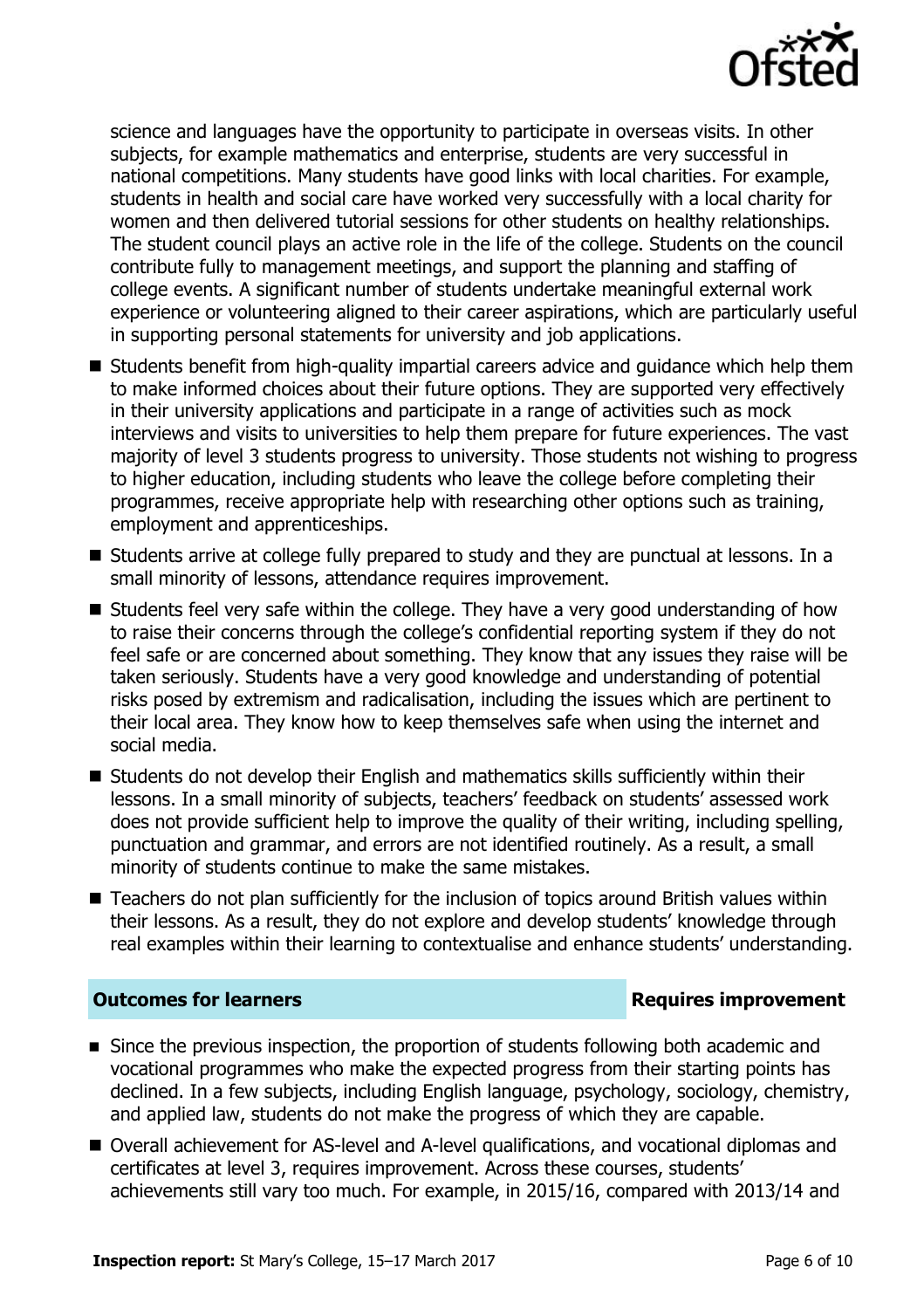science and languages have the opportunity to participate in overseas visits. In other subjects, for example mathematics and enterprise, students are very successful in national competitions. Many students have good links with local charities. For example, students in health and social care have worked very successfully with a local charity for women and then delivered tutorial sessions for other students on healthy relationships. The student council plays an active role in the life of the college. Students on the council contribute fully to management meetings, and support the planning and staffing of college events. A significant number of students undertake meaningful external work experience or volunteering aligned to their career aspirations, which are particularly useful in supporting personal statements for university and job applications.

- Students benefit from high-quality impartial careers advice and guidance which help them to make informed choices about their future options. They are supported very effectively in their university applications and participate in a range of activities such as mock interviews and visits to universities to help them prepare for future experiences. The vast majority of level 3 students progress to university. Those students not wishing to progress to higher education, including students who leave the college before completing their programmes, receive appropriate help with researching other options such as training, employment and apprenticeships.
- Students arrive at college fully prepared to study and they are punctual at lessons. In a small minority of lessons, attendance requires improvement.
- Students feel very safe within the college. They have a very good understanding of how to raise their concerns through the college's confidential reporting system if they do not feel safe or are concerned about something. They know that any issues they raise will be taken seriously. Students have a very good knowledge and understanding of potential risks posed by extremism and radicalisation, including the issues which are pertinent to their local area. They know how to keep themselves safe when using the internet and social media.
- Students do not develop their English and mathematics skills sufficiently within their lessons. In a small minority of subjects, teachers' feedback on students' assessed work does not provide sufficient help to improve the quality of their writing, including spelling, punctuation and grammar, and errors are not identified routinely. As a result, a small minority of students continue to make the same mistakes.
- Teachers do not plan sufficiently for the inclusion of topics around British values within their lessons. As a result, they do not explore and develop students' knowledge through real examples within their learning to contextualise and enhance students' understanding.

## Outcomes for learners — Requires improvement

- Since the previous inspection, the proportion of students following both academic and vocational programmes who make the expected progress from their starting points has declined. In a few subjects, including English language, psychology, sociology, chemistry, and applied law, students do not make the progress of which they are capable.
- Overall achievement for AS-level and A-level qualifications, and vocational diplomas and certificates at level 3, requires improvement. Across these courses, students' achievements still vary too much. For example, in 2015/16, compared with 2013/14 and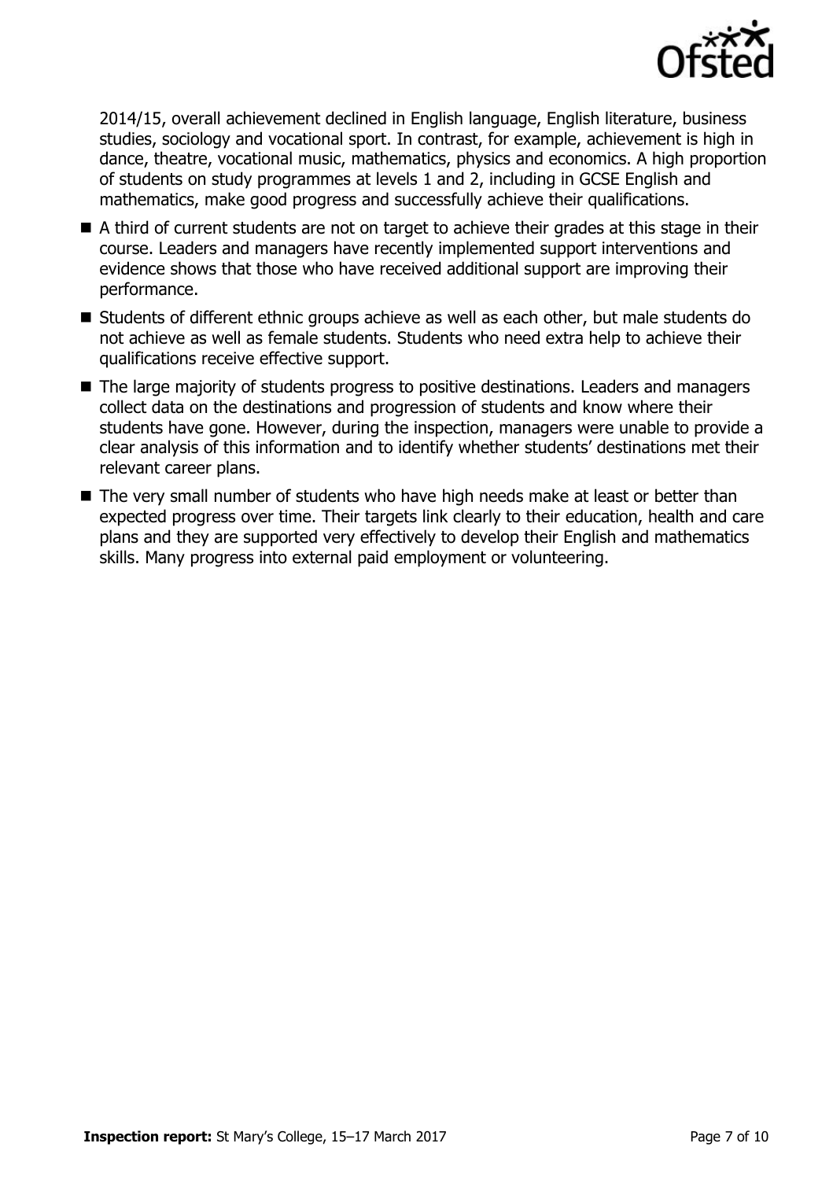2014/15, overall achievement declined in English language, English literature, business studies, sociology and vocational sport. In contrast, for example, achievement is high in dance, theatre, vocational music, mathematics, physics and economics. A high proportion of students on study programmes at levels 1 and 2, including in GCSE English and mathematics, make good progress and successfully achieve their qualifications.

- A third of current students are not on target to achieve their grades at this stage in their course. Leaders and managers have recently implemented support interventions and evidence shows that those who have received additional support are improving their performance.
- Students of different ethnic groups achieve as well as each other, but male students do not achieve as well as female students. Students who need extra help to achieve their qualifications receive effective support.
- The large majority of students progress to positive destinations. Leaders and managers collect data on the destinations and progression of students and know where their students have gone. However, during the inspection, managers were unable to provide a clear analysis of this information and to identify whether students' destinations met their relevant career plans.
- The very small number of students who have high needs make at least or better than expected progress over time. Their targets link clearly to their education, health and care plans and they are supported very effectively to develop their English and mathematics skills. Many progress into external paid employment or volunteering.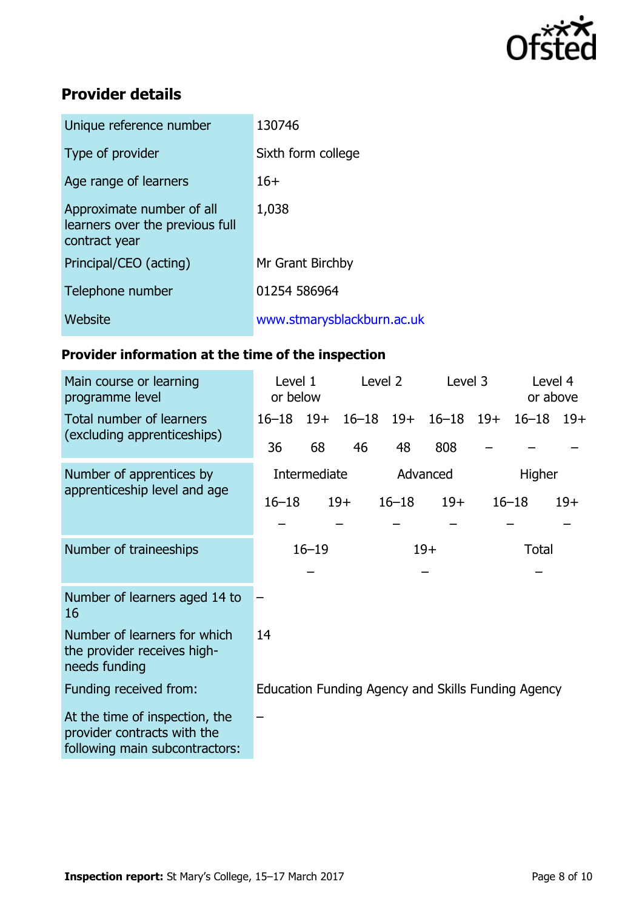## Provider details

| | |
|---|---|
| Unique reference number | 130746 |
| Type of provider | Sixth form college |
| Age range of learners | 16+ |
| Approximate number of all learners over the previous full contract year | 1,038 |
| Principal/CEO (acting) | Mr Grant Birchby |
| Telephone number | 01254 586964 |
| Website | www.stmarysblackburn.ac.uk |

### Provider information at the time of the inspection

| Main course or learning programme level | Level 1 or below | | Level 2 | | Level 3 | | Level 4 or above | |
|---|---|---|---|---|---|---|---|---|
| Total number of learners (excluding apprenticeships) | 16–18 | 19+ | 16–18 | 19+ | 16–18 | 19+ | 16–18 | 19+ |
| | 36 | 68 | 46 | 48 | 808 | – | – | – |

| Number of apprentices by apprenticeship level and age | Intermediate | | Advanced | | Higher | |
|---|---|---|---|---|---|---|
| | 16–18 | 19+ | 16–18 | 19+ | 16–18 | 19+ |
| | – | – | – | – | – | – |

| Number of traineeships | 16–19 | 19+ | Total |
|---|---|---|---|
| | – | – | – |

| | |
|---|---|
| Number of learners aged 14 to 16 | – |
| Number of learners for which the provider receives high-needs funding | 14 |
| Funding received from: | Education Funding Agency and Skills Funding Agency |
| At the time of inspection, the provider contracts with the following main subcontractors: | – |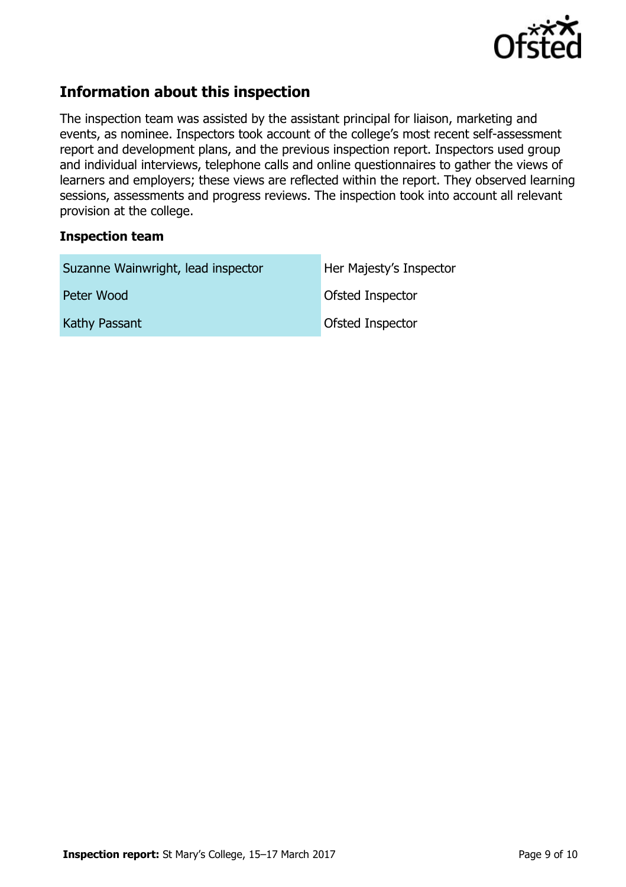## Information about this inspection

The inspection team was assisted by the assistant principal for liaison, marketing and events, as nominee. Inspectors took account of the college's most recent self-assessment report and development plans, and the previous inspection report. Inspectors used group and individual interviews, telephone calls and online questionnaires to gather the views of learners and employers; these views are reflected within the report. They observed learning sessions, assessments and progress reviews. The inspection took into account all relevant provision at the college.

### Inspection team

| | |
|---|---|
| Suzanne Wainwright, lead inspector | Her Majesty's Inspector |
| Peter Wood | Ofsted Inspector |
| Kathy Passant | Ofsted Inspector |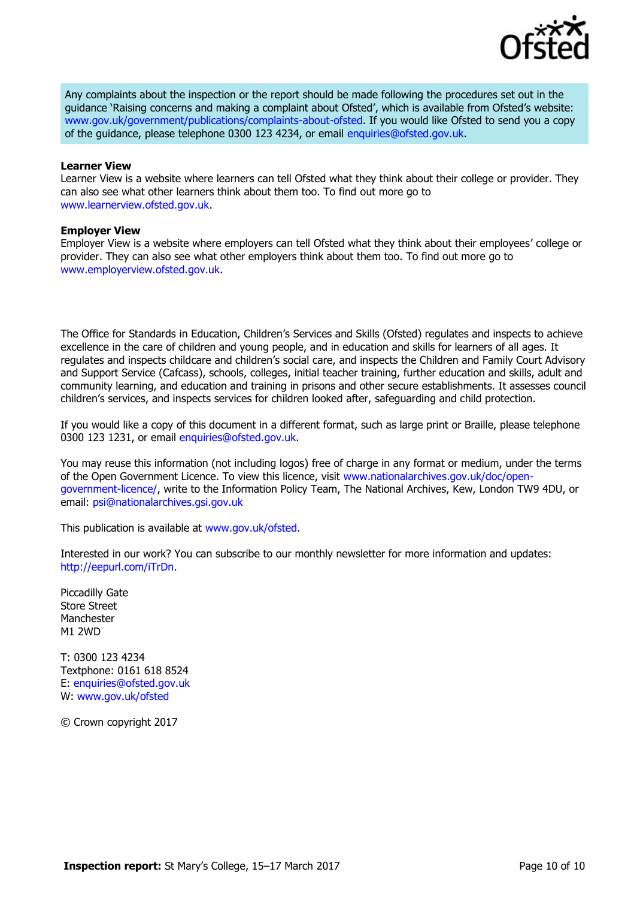Any complaints about the inspection or the report should be made following the procedures set out in the guidance 'Raising concerns and making a complaint about Ofsted', which is available from Ofsted's website: www.gov.uk/government/publications/complaints-about-ofsted. If you would like Ofsted to send you a copy of the guidance, please telephone 0300 123 4234, or email enquiries@ofsted.gov.uk.

**Learner View**
Learner View is a website where learners can tell Ofsted what they think about their college or provider. They can also see what other learners think about them too. To find out more go to www.learnerview.ofsted.gov.uk.

**Employer View**
Employer View is a website where employers can tell Ofsted what they think about their employees' college or provider. They can also see what other employers think about them too. To find out more go to www.employerview.ofsted.gov.uk.

The Office for Standards in Education, Children's Services and Skills (Ofsted) regulates and inspects to achieve excellence in the care of children and young people, and in education and skills for learners of all ages. It regulates and inspects childcare and children's social care, and inspects the Children and Family Court Advisory and Support Service (Cafcass), schools, colleges, initial teacher training, further education and skills, adult and community learning, and education and training in prisons and other secure establishments. It assesses council children's services, and inspects services for children looked after, safeguarding and child protection.

If you would like a copy of this document in a different format, such as large print or Braille, please telephone 0300 123 1231, or email enquiries@ofsted.gov.uk.

You may reuse this information (not including logos) free of charge in any format or medium, under the terms of the Open Government Licence. To view this licence, visit www.nationalarchives.gov.uk/doc/open-government-licence/, write to the Information Policy Team, The National Archives, Kew, London TW9 4DU, or email: psi@nationalarchives.gsi.gov.uk

This publication is available at www.gov.uk/ofsted.

Interested in our work? You can subscribe to our monthly newsletter for more information and updates: http://eepurl.com/iTrDn.

Piccadilly Gate
Store Street
Manchester
M1 2WD

T: 0300 123 4234
Textphone: 0161 618 8524
E: enquiries@ofsted.gov.uk
W: www.gov.uk/ofsted

© Crown copyright 2017